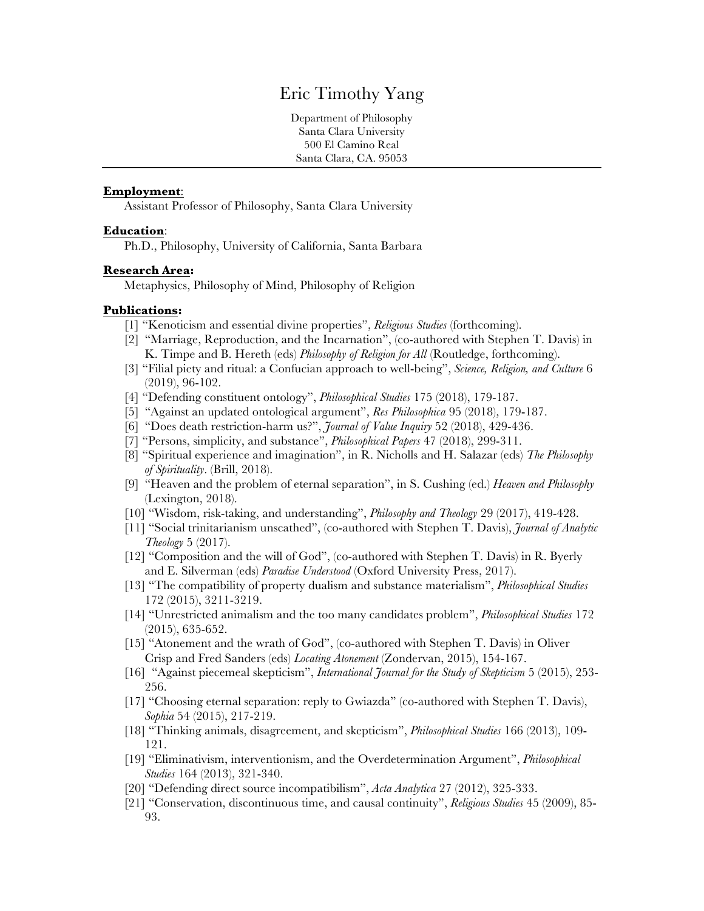# Eric Timothy Yang

Department of Philosophy
Santa Clara University
500 El Camino Real
Santa Clara, CA. 95053

---

**Employment**:

Assistant Professor of Philosophy, Santa Clara University

**Education**:

Ph.D., Philosophy, University of California, Santa Barbara

**Research Area:**

Metaphysics, Philosophy of Mind, Philosophy of Religion

**Publications:**

[1] "Kenoticism and essential divine properties", *Religious Studies* (forthcoming).

[2] "Marriage, Reproduction, and the Incarnation", (co-authored with Stephen T. Davis) in K. Timpe and B. Hereth (eds) *Philosophy of Religion for All* (Routledge, forthcoming).

[3] "Filial piety and ritual: a Confucian approach to well-being", *Science, Religion, and Culture* 6 (2019), 96-102.

[4] "Defending constituent ontology", *Philosophical Studies* 175 (2018), 179-187.

[5] "Against an updated ontological argument", *Res Philosophica* 95 (2018), 179-187.

[6] "Does death restriction-harm us?", *Journal of Value Inquiry* 52 (2018), 429-436.

[7] "Persons, simplicity, and substance", *Philosophical Papers* 47 (2018), 299-311.

[8] "Spiritual experience and imagination", in R. Nicholls and H. Salazar (eds) *The Philosophy of Spirituality*. (Brill, 2018).

[9] "Heaven and the problem of eternal separation", in S. Cushing (ed.) *Heaven and Philosophy* (Lexington, 2018).

[10] "Wisdom, risk-taking, and understanding", *Philosophy and Theology* 29 (2017), 419-428.

[11] "Social trinitarianism unscathed", (co-authored with Stephen T. Davis), *Journal of Analytic Theology* 5 (2017).

[12] "Composition and the will of God", (co-authored with Stephen T. Davis) in R. Byerly and E. Silverman (eds) *Paradise Understood* (Oxford University Press, 2017).

[13] "The compatibility of property dualism and substance materialism", *Philosophical Studies* 172 (2015), 3211-3219.

[14] "Unrestricted animalism and the too many candidates problem", *Philosophical Studies* 172 (2015), 635-652.

[15] "Atonement and the wrath of God", (co-authored with Stephen T. Davis) in Oliver Crisp and Fred Sanders (eds) *Locating Atonement* (Zondervan, 2015), 154-167.

[16] "Against piecemeal skepticism", *International Journal for the Study of Skepticism* 5 (2015), 253-256.

[17] "Choosing eternal separation: reply to Gwiazda" (co-authored with Stephen T. Davis), *Sophia* 54 (2015), 217-219.

[18] "Thinking animals, disagreement, and skepticism", *Philosophical Studies* 166 (2013), 109-121.

[19] "Eliminativism, interventionism, and the Overdetermination Argument", *Philosophical Studies* 164 (2013), 321-340.

[20] "Defending direct source incompatibilism", *Acta Analytica* 27 (2012), 325-333.

[21] "Conservation, discontinuous time, and causal continuity", *Religious Studies* 45 (2009), 85-93.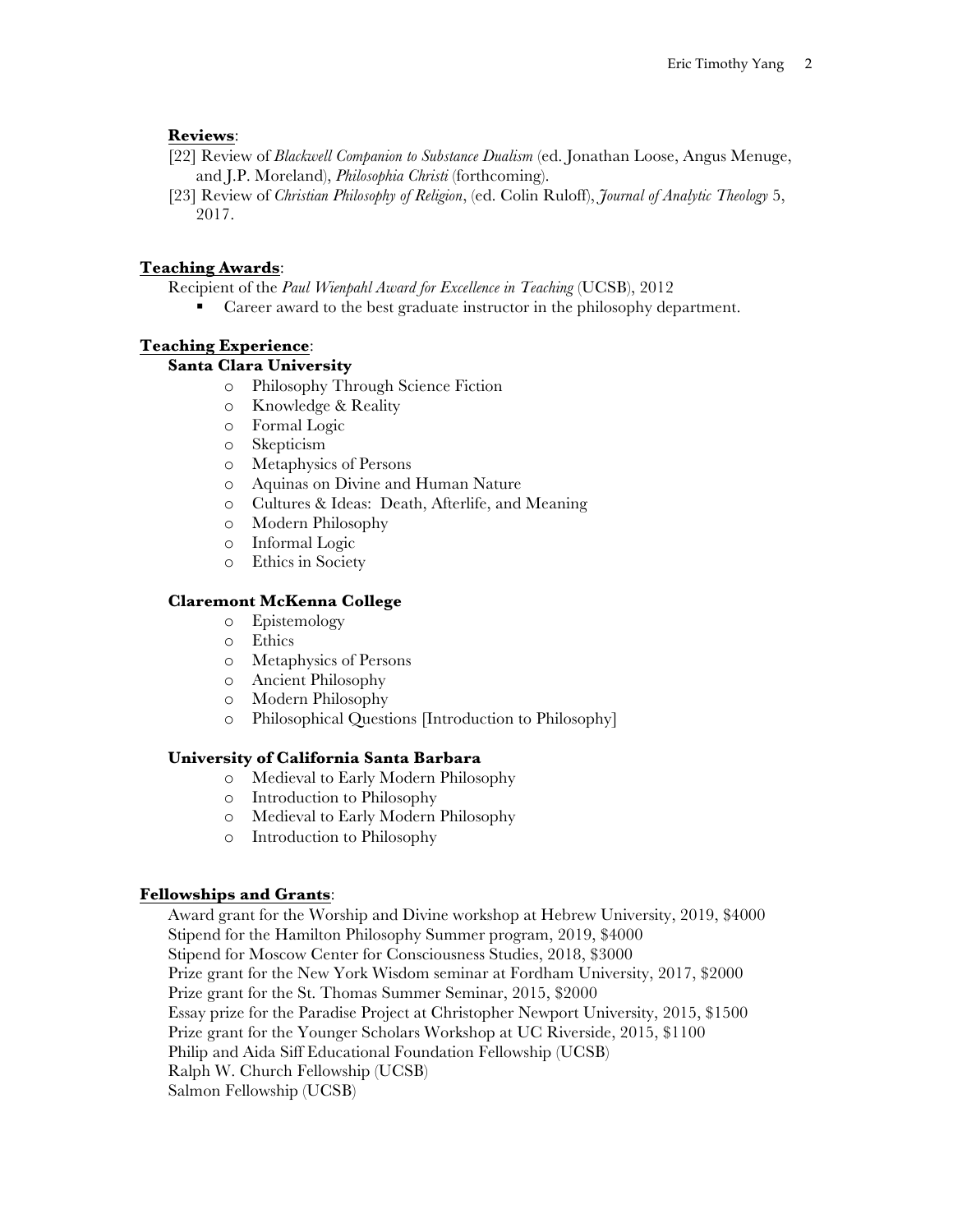**Reviews**:

[22] Review of *Blackwell Companion to Substance Dualism* (ed. Jonathan Loose, Angus Menuge, and J.P. Moreland), *Philosophia Christi* (forthcoming).

[23] Review of *Christian Philosophy of Religion*, (ed. Colin Ruloff), *Journal of Analytic Theology* 5, 2017.

**Teaching Awards**:

Recipient of the *Paul Wienpahl Award for Excellence in Teaching* (UCSB), 2012

- Career award to the best graduate instructor in the philosophy department.

**Teaching Experience**:

**Santa Clara University**

- Philosophy Through Science Fiction
- Knowledge & Reality
- Formal Logic
- Skepticism
- Metaphysics of Persons
- Aquinas on Divine and Human Nature
- Cultures & Ideas: Death, Afterlife, and Meaning
- Modern Philosophy
- Informal Logic
- Ethics in Society

**Claremont McKenna College**

- Epistemology
- Ethics
- Metaphysics of Persons
- Ancient Philosophy
- Modern Philosophy
- Philosophical Questions [Introduction to Philosophy]

**University of California Santa Barbara**

- Medieval to Early Modern Philosophy
- Introduction to Philosophy
- Medieval to Early Modern Philosophy
- Introduction to Philosophy

**Fellowships and Grants**:

Award grant for the Worship and Divine workshop at Hebrew University, 2019, $4000
Stipend for the Hamilton Philosophy Summer program, 2019, $4000
Stipend for Moscow Center for Consciousness Studies, 2018, $3000
Prize grant for the New York Wisdom seminar at Fordham University, 2017, $2000
Prize grant for the St. Thomas Summer Seminar, 2015, $2000
Essay prize for the Paradise Project at Christopher Newport University, 2015, $1500
Prize grant for the Younger Scholars Workshop at UC Riverside, 2015, $1100
Philip and Aida Siff Educational Foundation Fellowship (UCSB)
Ralph W. Church Fellowship (UCSB)
Salmon Fellowship (UCSB)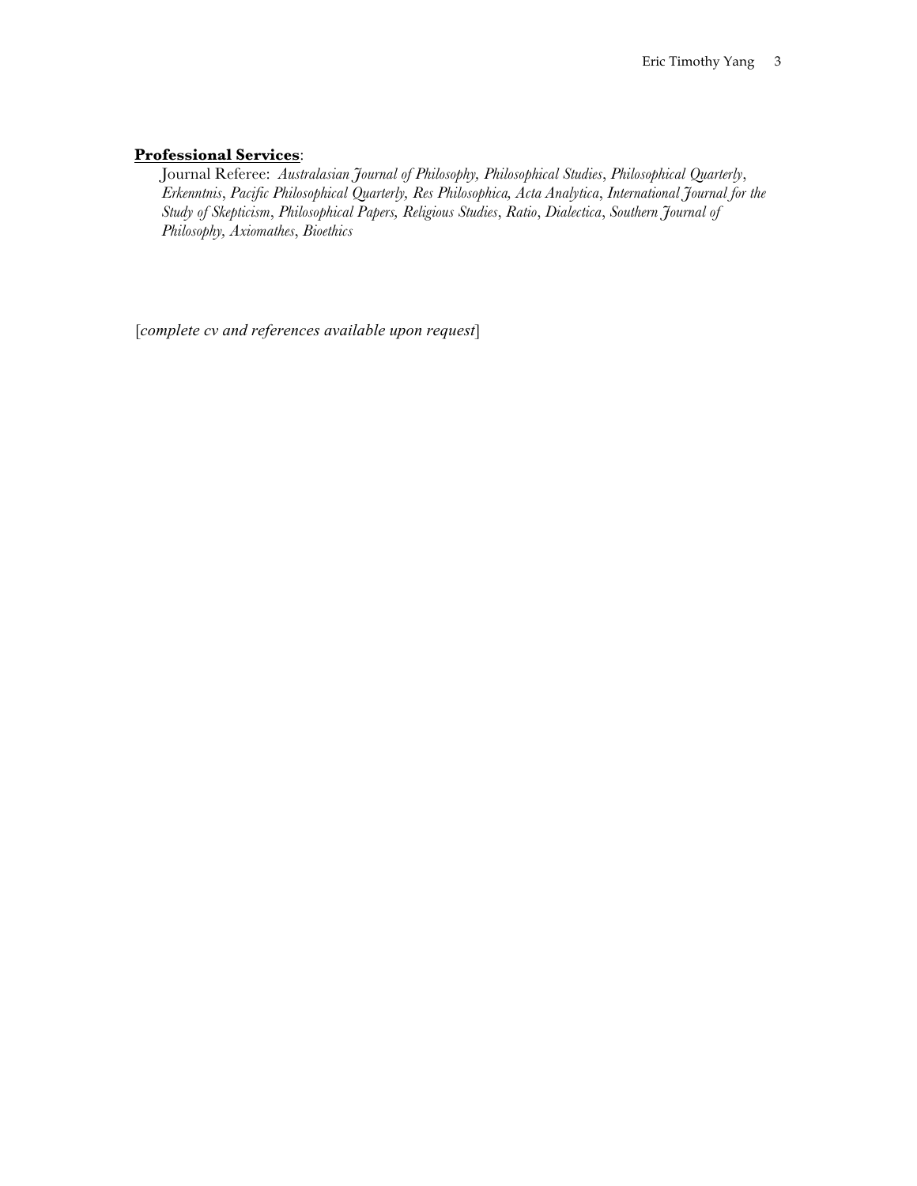**<u>Professional Services</u>**:

Journal Referee: *Australasian Journal of Philosophy, Philosophical Studies*, *Philosophical Quarterly*, *Erkenntnis*, *Pacific Philosophical Quarterly, Res Philosophica, Acta Analytica*, *International Journal for the Study of Skepticism*, *Philosophical Papers, Religious Studies*, *Ratio*, *Dialectica*, *Southern Journal of Philosophy, Axiomathes*, *Bioethics*

[*complete cv and references available upon request*]